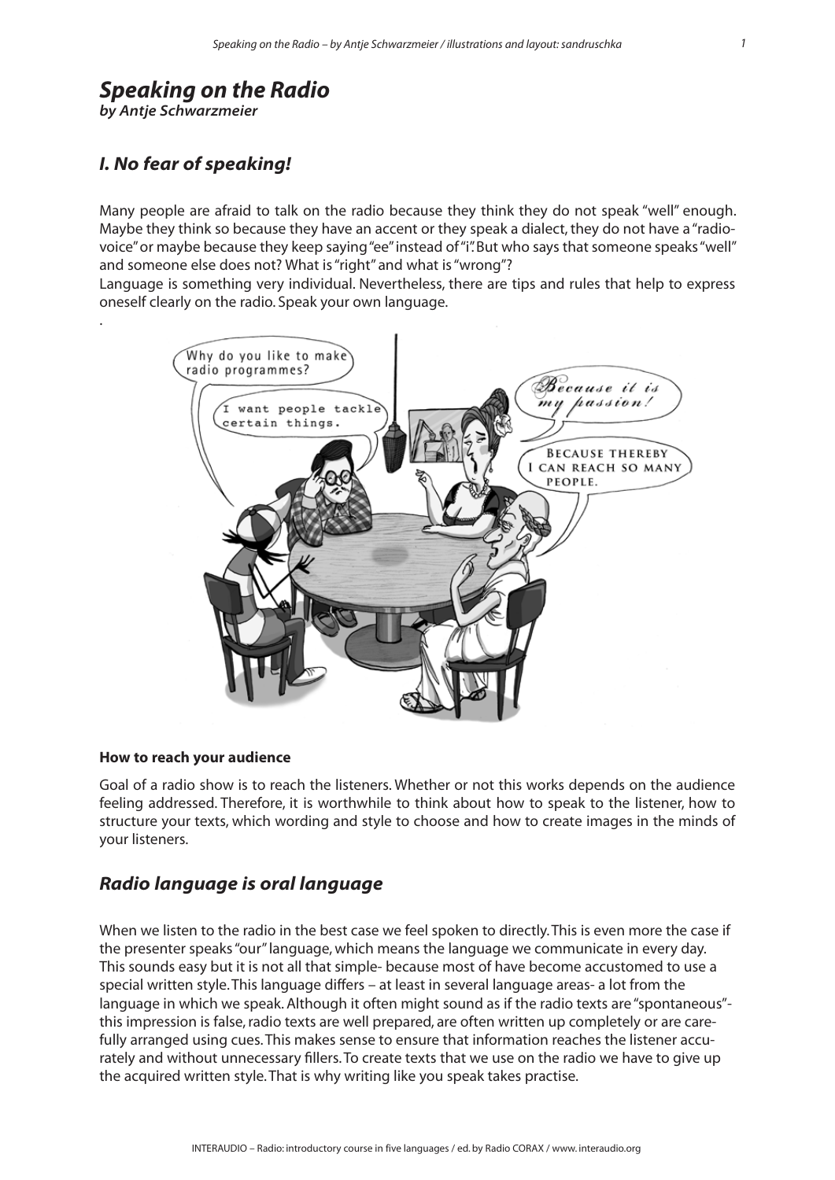# *Speaking on the Radio*

***by Antje Schwarzmeier***

## *I. No fear of speaking!*

Many people are afraid to talk on the radio because they think they do not speak "well" enough. Maybe they think so because they have an accent or they speak a dialect, they do not have a "radio-voice" or maybe because they keep saying "ee" instead of "i". But who says that someone speaks "well" and someone else does not? What is "right" and what is "wrong"?
Language is something very individual. Nevertheless, there are tips and rules that help to express oneself clearly on the radio. Speak your own language.

.

### How to reach your audience

Goal of a radio show is to reach the listeners. Whether or not this works depends on the audience feeling addressed. Therefore, it is worthwhile to think about how to speak to the listener, how to structure your texts, which wording and style to choose and how to create images in the minds of your listeners.

## *Radio language is oral language*

When we listen to the radio in the best case we feel spoken to directly. This is even more the case if the presenter speaks "our" language, which means the language we communicate in every day. This sounds easy but it is not all that simple- because most of have become accustomed to use a special written style. This language differs – at least in several language areas- a lot from the language in which we speak. Although it often might sound as if the radio texts are "spontaneous"- this impression is false, radio texts are well prepared, are often written up completely or are carefully arranged using cues. This makes sense to ensure that information reaches the listener accurately and without unnecessary fillers. To create texts that we use on the radio we have to give up the acquired written style. That is why writing like you speak takes practise.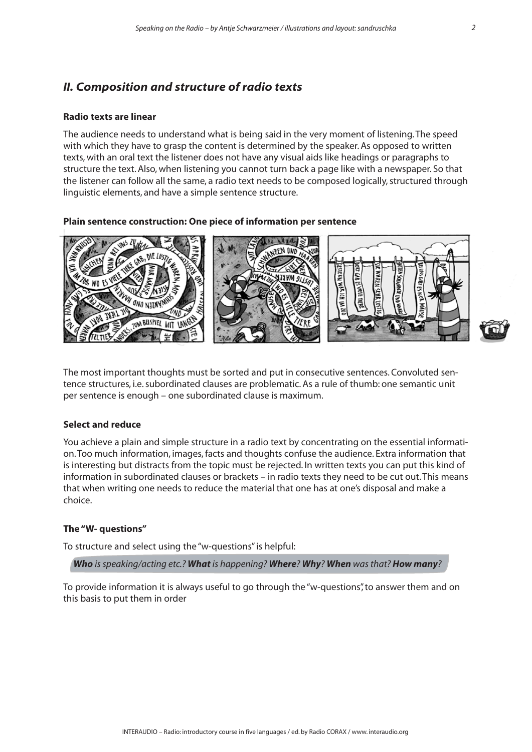## II. Composition and structure of radio texts

### Radio texts are linear

The audience needs to understand what is being said in the very moment of listening. The speed with which they have to grasp the content is determined by the speaker. As opposed to written texts, with an oral text the listener does not have any visual aids like headings or paragraphs to structure the text. Also, when listening you cannot turn back a page like with a newspaper. So that the listener can follow all the same, a radio text needs to be composed logically, structured through linguistic elements, and have a simple sentence structure.

### Plain sentence construction: One piece of information per sentence

The most important thoughts must be sorted and put in consecutive sentences. Convoluted sentence structures, i.e. subordinated clauses are problematic. As a rule of thumb: one semantic unit per sentence is enough – one subordinated clause is maximum.

### Select and reduce

You achieve a plain and simple structure in a radio text by concentrating on the essential information. Too much information, images, facts and thoughts confuse the audience. Extra information that is interesting but distracts from the topic must be rejected. In written texts you can put this kind of information in subordinated clauses or brackets – in radio texts they need to be cut out. This means that when writing one needs to reduce the material that one has at one's disposal and make a choice.

### The "W- questions"

To structure and select using the "w-questions" is helpful:

***Who** is speaking/acting etc.? **What** is happening? **Where**? **Why**? **When** was that? **How many**?*

To provide information it is always useful to go through the "w-questions", to answer them and on this basis to put them in order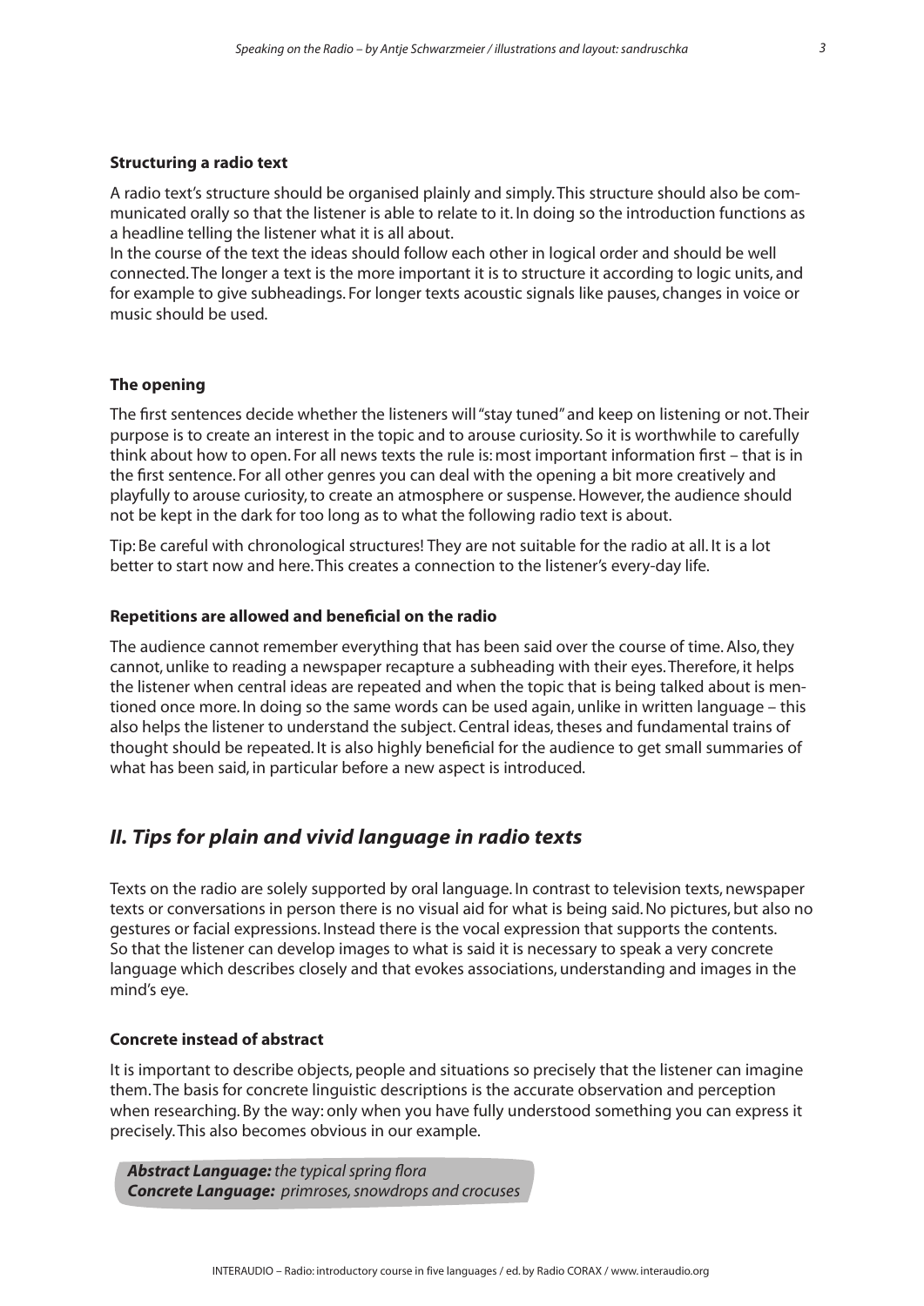### Structuring a radio text

A radio text's structure should be organised plainly and simply. This structure should also be communicated orally so that the listener is able to relate to it. In doing so the introduction functions as a headline telling the listener what it is all about.

In the course of the text the ideas should follow each other in logical order and should be well connected. The longer a text is the more important it is to structure it according to logic units, and for example to give subheadings. For longer texts acoustic signals like pauses, changes in voice or music should be used.

### The opening

The first sentences decide whether the listeners will "stay tuned" and keep on listening or not. Their purpose is to create an interest in the topic and to arouse curiosity. So it is worthwhile to carefully think about how to open. For all news texts the rule is: most important information first – that is in the first sentence. For all other genres you can deal with the opening a bit more creatively and playfully to arouse curiosity, to create an atmosphere or suspense. However, the audience should not be kept in the dark for too long as to what the following radio text is about.

Tip: Be careful with chronological structures! They are not suitable for the radio at all. It is a lot better to start now and here. This creates a connection to the listener's every-day life.

### Repetitions are allowed and beneficial on the radio

The audience cannot remember everything that has been said over the course of time. Also, they cannot, unlike to reading a newspaper recapture a subheading with their eyes. Therefore, it helps the listener when central ideas are repeated and when the topic that is being talked about is mentioned once more. In doing so the same words can be used again, unlike in written language – this also helps the listener to understand the subject. Central ideas, theses and fundamental trains of thought should be repeated. It is also highly beneficial for the audience to get small summaries of what has been said, in particular before a new aspect is introduced.

## *II. Tips for plain and vivid language in radio texts*

Texts on the radio are solely supported by oral language. In contrast to television texts, newspaper texts or conversations in person there is no visual aid for what is being said. No pictures, but also no gestures or facial expressions. Instead there is the vocal expression that supports the contents.

So that the listener can develop images to what is said it is necessary to speak a very concrete language which describes closely and that evokes associations, understanding and images in the mind's eye.

### Concrete instead of abstract

It is important to describe objects, people and situations so precisely that the listener can imagine them. The basis for concrete linguistic descriptions is the accurate observation and perception when researching. By the way: only when you have fully understood something you can express it precisely. This also becomes obvious in our example.

***Abstract Language:*** *the typical spring flora*
***Concrete Language:*** *primroses, snowdrops and crocuses*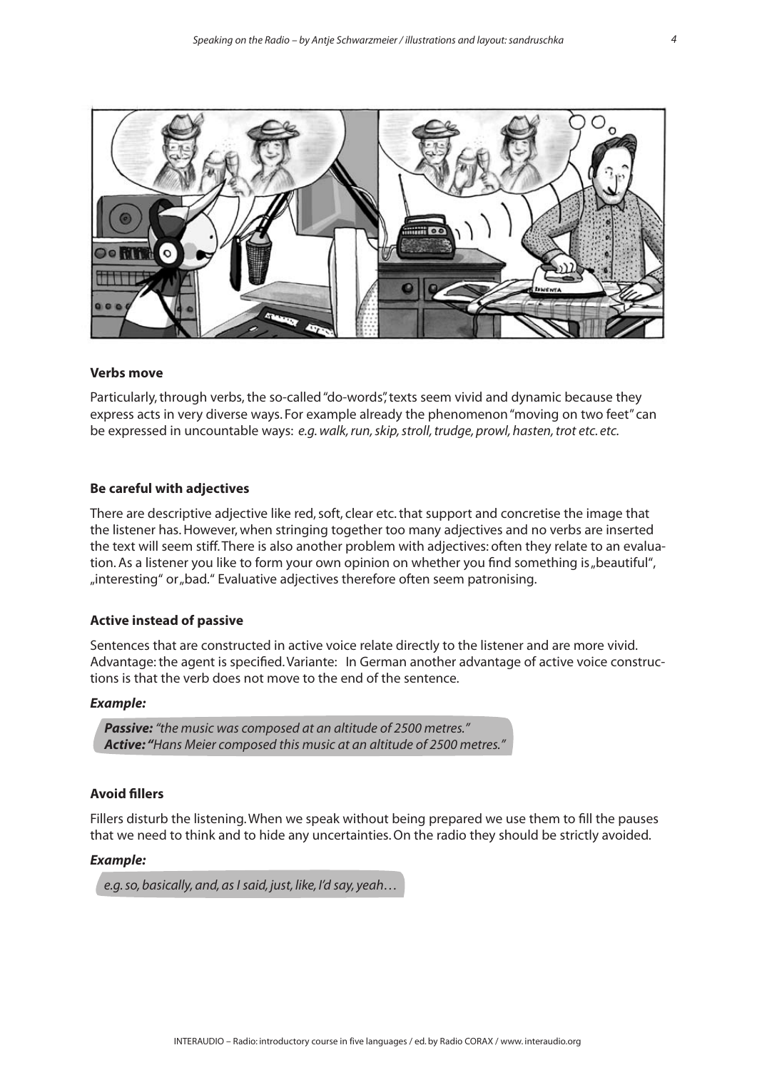### Verbs move

Particularly, through verbs, the so-called "do-words", texts seem vivid and dynamic because they express acts in very diverse ways. For example already the phenomenon "moving on two feet" can be expressed in uncountable ways: *e.g. walk, run, skip, stroll, trudge, prowl, hasten, trot etc. etc.*

### Be careful with adjectives

There are descriptive adjective like red, soft, clear etc. that support and concretise the image that the listener has. However, when stringing together too many adjectives and no verbs are inserted the text will seem stiff. There is also another problem with adjectives: often they relate to an evaluation. As a listener you like to form your own opinion on whether you find something is „beautiful", „interesting" or „bad." Evaluative adjectives therefore often seem patronising.

### Active instead of passive

Sentences that are constructed in active voice relate directly to the listener and are more vivid. Advantage: the agent is specified. Variante: In German another advantage of active voice constructions is that the verb does not move to the end of the sentence.

***Example:***

> ***Passive:*** *"the music was composed at an altitude of 2500 metres."*
> ***Active: "****Hans Meier composed this music at an altitude of 2500 metres."*

### Avoid fillers

Fillers disturb the listening. When we speak without being prepared we use them to fill the pauses that we need to think and to hide any uncertainties. On the radio they should be strictly avoided.

***Example:***

> *e.g. so, basically, and, as I said, just, like, I'd say, yeah…*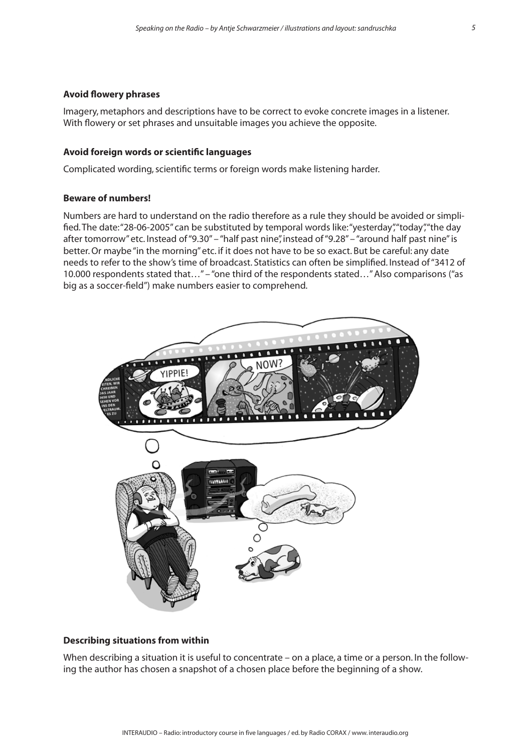### Avoid flowery phrases

Imagery, metaphors and descriptions have to be correct to evoke concrete images in a listener. With flowery or set phrases and unsuitable images you achieve the opposite.

### Avoid foreign words or scientific languages

Complicated wording, scientific terms or foreign words make listening harder.

### Beware of numbers!

Numbers are hard to understand on the radio therefore as a rule they should be avoided or simplified. The date: "28-06-2005" can be substituted by temporal words like: "yesterday", "today", "the day after tomorrow" etc. Instead of "9.30" – "half past nine", instead of "9.28" – "around half past nine" is better. Or maybe "in the morning" etc. if it does not have to be so exact. But be careful: any date needs to refer to the show's time of broadcast. Statistics can often be simplified. Instead of "3412 of 10.000 respondents stated that…" – "one third of the respondents stated…" Also comparisons ("as big as a soccer-field") make numbers easier to comprehend.

### Describing situations from within

When describing a situation it is useful to concentrate – on a place, a time or a person. In the following the author has chosen a snapshot of a chosen place before the beginning of a show.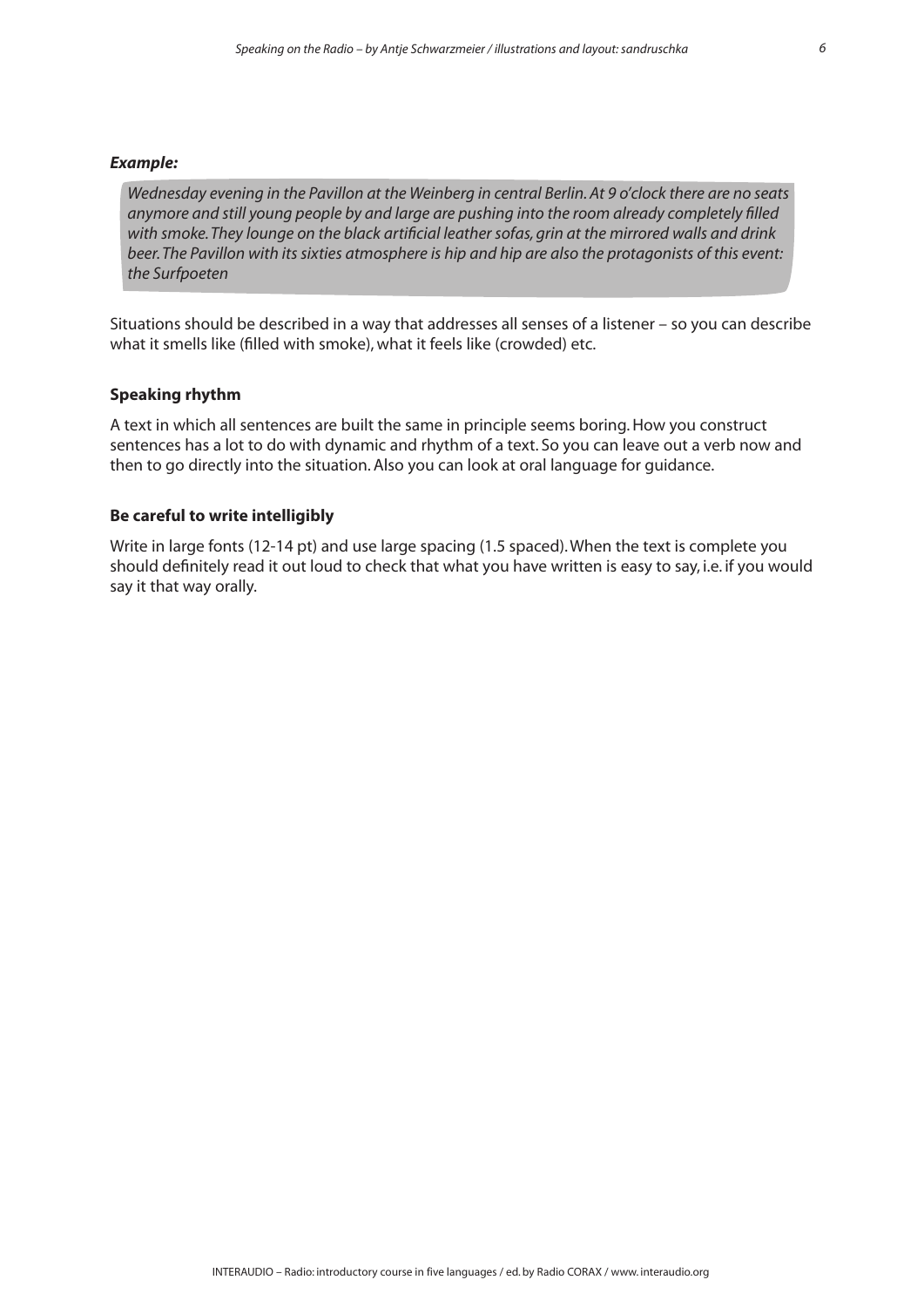***Example:***

*Wednesday evening in the Pavillon at the Weinberg in central Berlin. At 9 o'clock there are no seats anymore and still young people by and large are pushing into the room already completely filled with smoke. They lounge on the black artificial leather sofas, grin at the mirrored walls and drink beer. The Pavillon with its sixties atmosphere is hip and hip are also the protagonists of this event: the Surfpoeten*

Situations should be described in a way that addresses all senses of a listener – so you can describe what it smells like (filled with smoke), what it feels like (crowded) etc.

**Speaking rhythm**

A text in which all sentences are built the same in principle seems boring. How you construct sentences has a lot to do with dynamic and rhythm of a text. So you can leave out a verb now and then to go directly into the situation. Also you can look at oral language for guidance.

**Be careful to write intelligibly**

Write in large fonts (12-14 pt) and use large spacing (1.5 spaced). When the text is complete you should definitely read it out loud to check that what you have written is easy to say, i.e. if you would say it that way orally.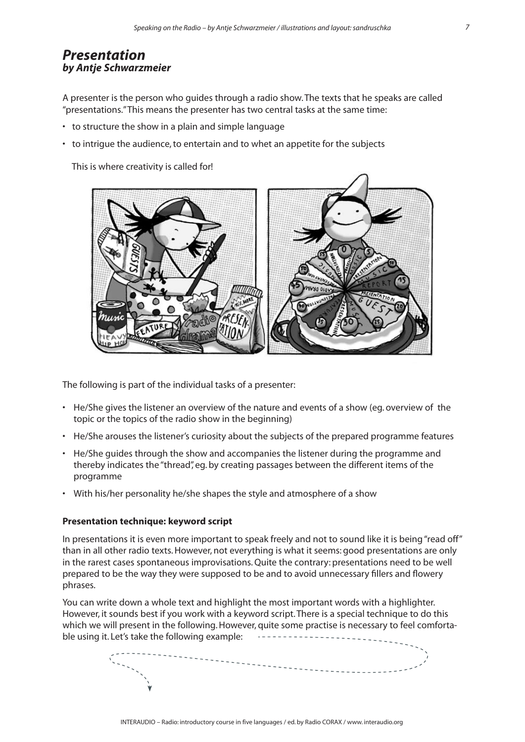## *Presentation*
### *by Antje Schwarzmeier*

A presenter is the person who guides through a radio show. The texts that he speaks are called "presentations." This means the presenter has two central tasks at the same time:

- to structure the show in a plain and simple language
- to intrigue the audience, to entertain and to whet an appetite for the subjects

This is where creativity is called for!

The following is part of the individual tasks of a presenter:

- He/She gives the listener an overview of the nature and events of a show (eg. overview of the topic or the topics of the radio show in the beginning)
- He/She arouses the listener's curiosity about the subjects of the prepared programme features
- He/She guides through the show and accompanies the listener during the programme and thereby indicates the "thread", eg. by creating passages between the different items of the programme
- With his/her personality he/she shapes the style and atmosphere of a show

**Presentation technique: keyword script**

In presentations it is even more important to speak freely and not to sound like it is being "read off" than in all other radio texts. However, not everything is what it seems: good presentations are only in the rarest cases spontaneous improvisations. Quite the contrary: presentations need to be well prepared to be the way they were supposed to be and to avoid unnecessary fillers and flowery phrases.

You can write down a whole text and highlight the most important words with a highlighter. However, it sounds best if you work with a keyword script. There is a special technique to do this which we will present in the following. However, quite some practise is necessary to feel comfortable using it. Let's take the following example: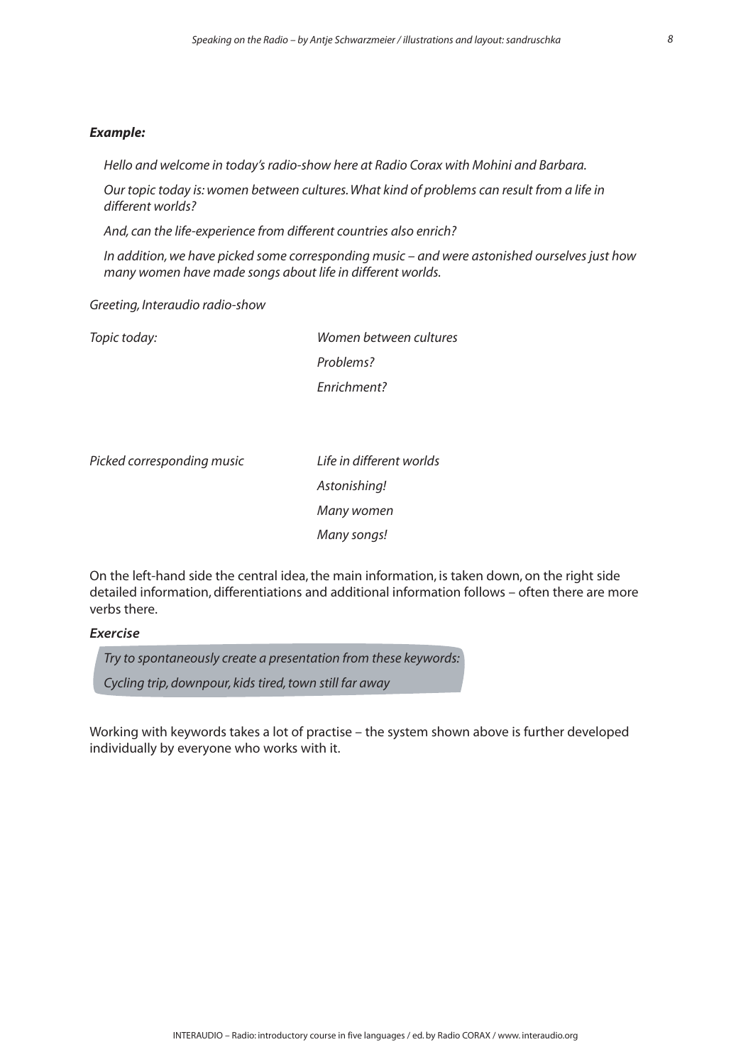***Example:***

*Hello and welcome in today's radio-show here at Radio Corax with Mohini and Barbara.*

*Our topic today is: women between cultures. What kind of problems can result from a life in different worlds?*

*And, can the life-experience from different countries also enrich?*

*In addition, we have picked some corresponding music – and were astonished ourselves just how many women have made songs about life in different worlds.*

*Greeting, Interaudio radio-show*

| | |
|---|---|
| *Topic today:* | *Women between cultures* |
| | *Problems?* |
| | *Enrichment?* |
| | |
| *Picked corresponding music* | *Life in different worlds* |
| | *Astonishing!* |
| | *Many women* |
| | *Many songs!* |

On the left-hand side the central idea, the main information, is taken down, on the right side detailed information, differentiations and additional information follows – often there are more verbs there.

***Exercise***

*Try to spontaneously create a presentation from these keywords:*

*Cycling trip, downpour, kids tired, town still far away*

Working with keywords takes a lot of practise – the system shown above is further developed individually by everyone who works with it.